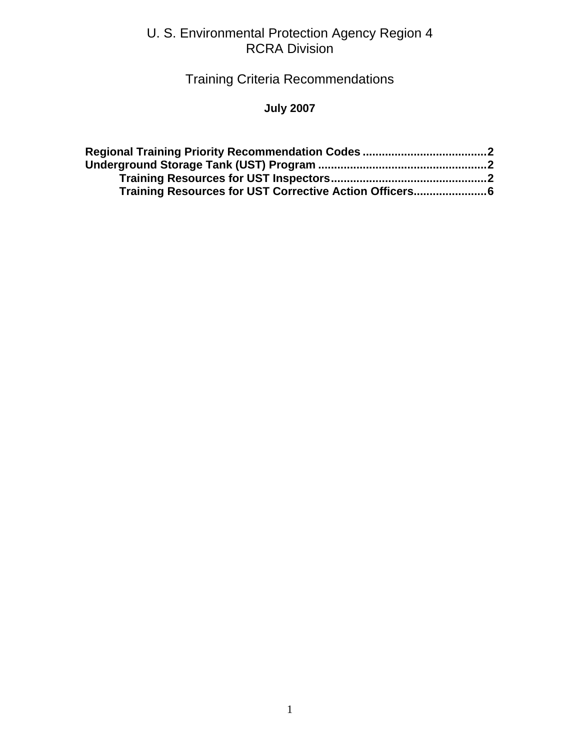# U. S. Environmental Protection Agency Region 4
# RCRA Division

## Training Criteria Recommendations

**July 2007**

**Regional Training Priority Recommendation Codes .......................................2**
**Underground Storage Tank (UST) Program .....................................................2**
- **Training Resources for UST Inspectors.................................................2**
- **Training Resources for UST Corrective Action Officers.......................6**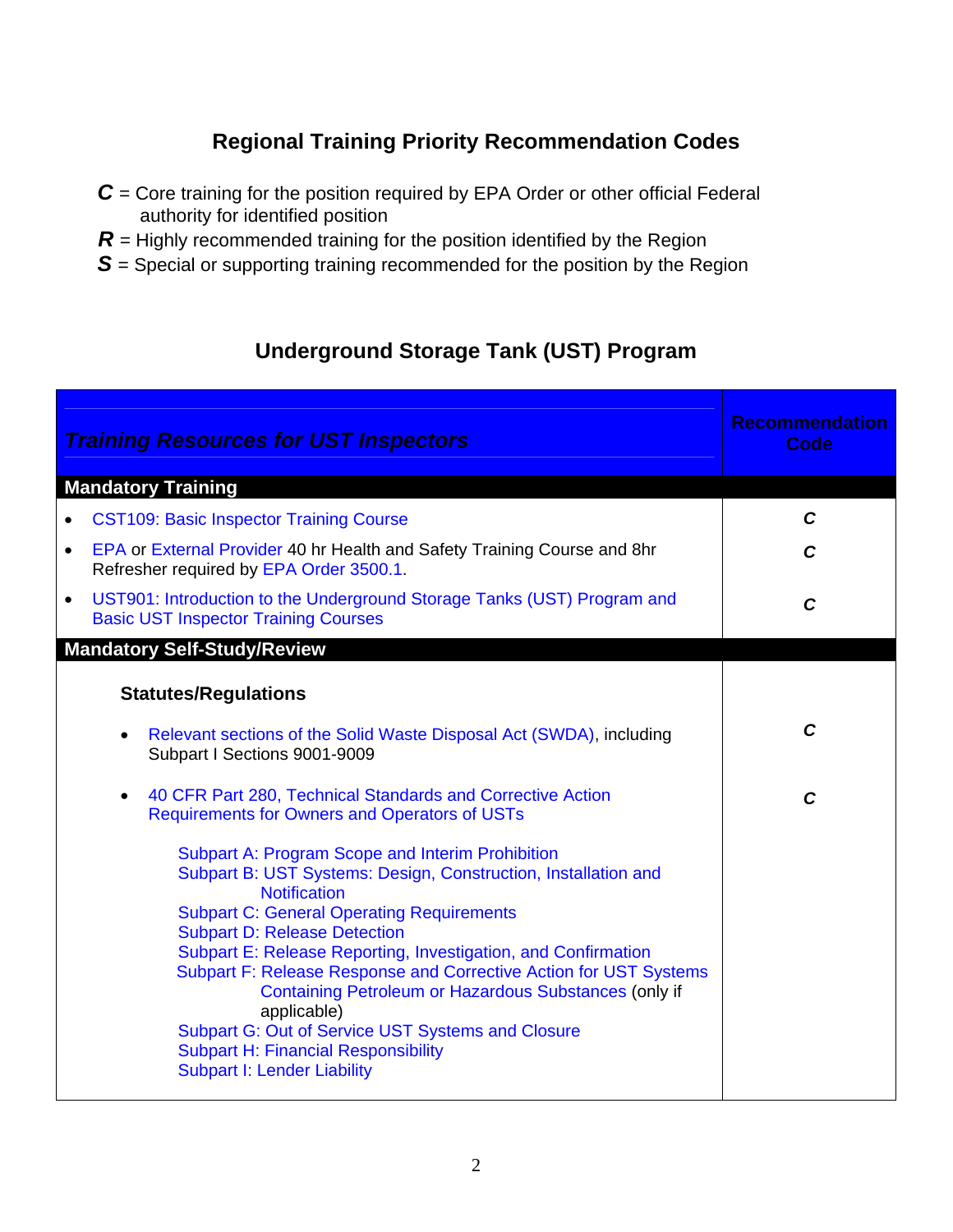## Regional Training Priority Recommendation Codes

***C*** = Core training for the position required by EPA Order or other official Federal authority for identified position

***R*** = Highly recommended training for the position identified by the Region

***S*** = Special or supporting training recommended for the position by the Region

## Underground Storage Tank (UST) Program

| *Training Resources for UST Inspectors* | Recommendation Code |
|---|---|
| **Mandatory Training** | |
| • CST109: Basic Inspector Training Course | ***C*** |
| • EPA or External Provider 40 hr Health and Safety Training Course and 8hr Refresher required by EPA Order 3500.1. | ***C*** |
| • UST901: Introduction to the Underground Storage Tanks (UST) Program and Basic UST Inspector Training Courses | ***C*** |
| **Mandatory Self-Study/Review** | |
| **Statutes/Regulations** | |
| • Relevant sections of the Solid Waste Disposal Act (SWDA), including Subpart I Sections 9001-9009 | ***C*** |
| • 40 CFR Part 280, Technical Standards and Corrective Action Requirements for Owners and Operators of USTs<br>Subpart A: Program Scope and Interim Prohibition<br>Subpart B: UST Systems: Design, Construction, Installation and Notification<br>Subpart C: General Operating Requirements<br>Subpart D: Release Detection<br>Subpart E: Release Reporting, Investigation, and Confirmation<br>Subpart F: Release Response and Corrective Action for UST Systems Containing Petroleum or Hazardous Substances (only if applicable)<br>Subpart G: Out of Service UST Systems and Closure<br>Subpart H: Financial Responsibility<br>Subpart I: Lender Liability | ***C*** |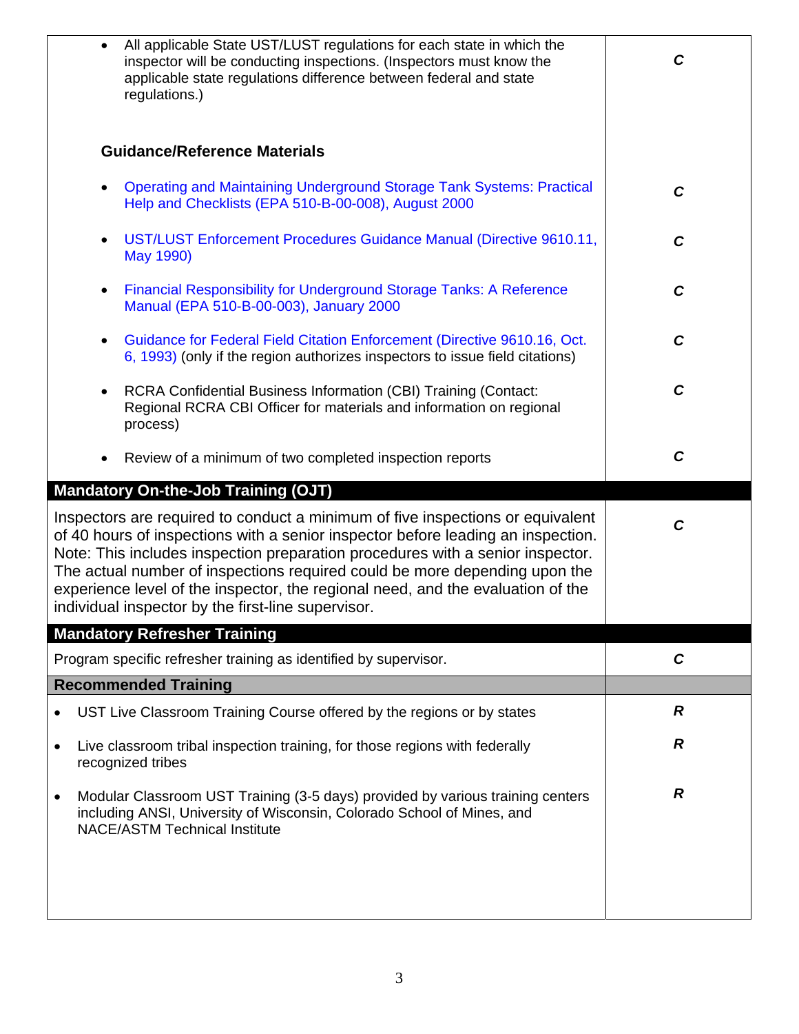| | |
|---|---|
| • All applicable State UST/LUST regulations for each state in which the inspector will be conducting inspections. (Inspectors must know the applicable state regulations difference between federal and state regulations.) | ***C*** |
| **Guidance/Reference Materials** | |
| • Operating and Maintaining Underground Storage Tank Systems: Practical Help and Checklists (EPA 510-B-00-008), August 2000 | ***C*** |
| • UST/LUST Enforcement Procedures Guidance Manual (Directive 9610.11, May 1990) | ***C*** |
| • Financial Responsibility for Underground Storage Tanks: A Reference Manual (EPA 510-B-00-003), January 2000 | ***C*** |
| • Guidance for Federal Field Citation Enforcement (Directive 9610.16, Oct. 6, 1993) (only if the region authorizes inspectors to issue field citations) | ***C*** |
| • RCRA Confidential Business Information (CBI) Training (Contact: Regional RCRA CBI Officer for materials and information on regional process) | ***C*** |
| • Review of a minimum of two completed inspection reports | ***C*** |
| **Mandatory On-the-Job Training (OJT)** | |
| Inspectors are required to conduct a minimum of five inspections or equivalent of 40 hours of inspections with a senior inspector before leading an inspection. Note: This includes inspection preparation procedures with a senior inspector. The actual number of inspections required could be more depending upon the experience level of the inspector, the regional need, and the evaluation of the individual inspector by the first-line supervisor. | ***C*** |
| **Mandatory Refresher Training** | |
| Program specific refresher training as identified by supervisor. | ***C*** |
| **Recommended Training** | |
| • UST Live Classroom Training Course offered by the regions or by states | ***R*** |
| • Live classroom tribal inspection training, for those regions with federally recognized tribes | ***R*** |
| • Modular Classroom UST Training (3-5 days) provided by various training centers including ANSI, University of Wisconsin, Colorado School of Mines, and NACE/ASTM Technical Institute | ***R*** |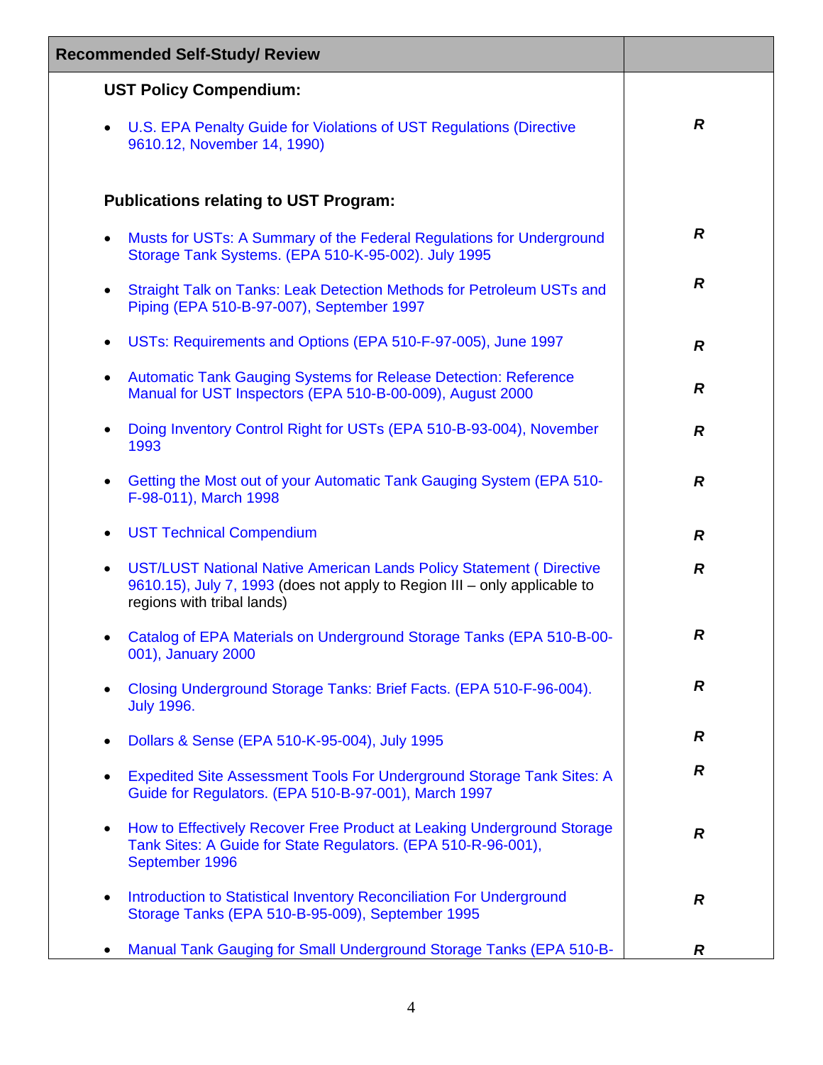| Recommended Self-Study/ Review | |
|---|---|
| **UST Policy Compendium:** | |
| • U.S. EPA Penalty Guide for Violations of UST Regulations (Directive 9610.12, November 14, 1990) | ***R*** |
| **Publications relating to UST Program:** | |
| • Musts for USTs: A Summary of the Federal Regulations for Underground Storage Tank Systems. (EPA 510-K-95-002). July 1995 | ***R*** |
| • Straight Talk on Tanks: Leak Detection Methods for Petroleum USTs and Piping (EPA 510-B-97-007), September 1997 | ***R*** |
| • USTs: Requirements and Options (EPA 510-F-97-005), June 1997 | ***R*** |
| • Automatic Tank Gauging Systems for Release Detection: Reference Manual for UST Inspectors (EPA 510-B-00-009), August 2000 | ***R*** |
| • Doing Inventory Control Right for USTs (EPA 510-B-93-004), November 1993 | ***R*** |
| • Getting the Most out of your Automatic Tank Gauging System (EPA 510-F-98-011), March 1998 | ***R*** |
| • UST Technical Compendium | ***R*** |
| • UST/LUST National Native American Lands Policy Statement ( Directive 9610.15), July 7, 1993 (does not apply to Region III – only applicable to regions with tribal lands) | ***R*** |
| • Catalog of EPA Materials on Underground Storage Tanks (EPA 510-B-00-001), January 2000 | ***R*** |
| • Closing Underground Storage Tanks: Brief Facts. (EPA 510-F-96-004). July 1996. | ***R*** |
| • Dollars & Sense (EPA 510-K-95-004), July 1995 | ***R*** |
| • Expedited Site Assessment Tools For Underground Storage Tank Sites: A Guide for Regulators. (EPA 510-B-97-001), March 1997 | ***R*** |
| • How to Effectively Recover Free Product at Leaking Underground Storage Tank Sites: A Guide for State Regulators. (EPA 510-R-96-001), September 1996 | ***R*** |
| • Introduction to Statistical Inventory Reconciliation For Underground Storage Tanks (EPA 510-B-95-009), September 1995 | ***R*** |
| • Manual Tank Gauging for Small Underground Storage Tanks (EPA 510-B- | ***R*** |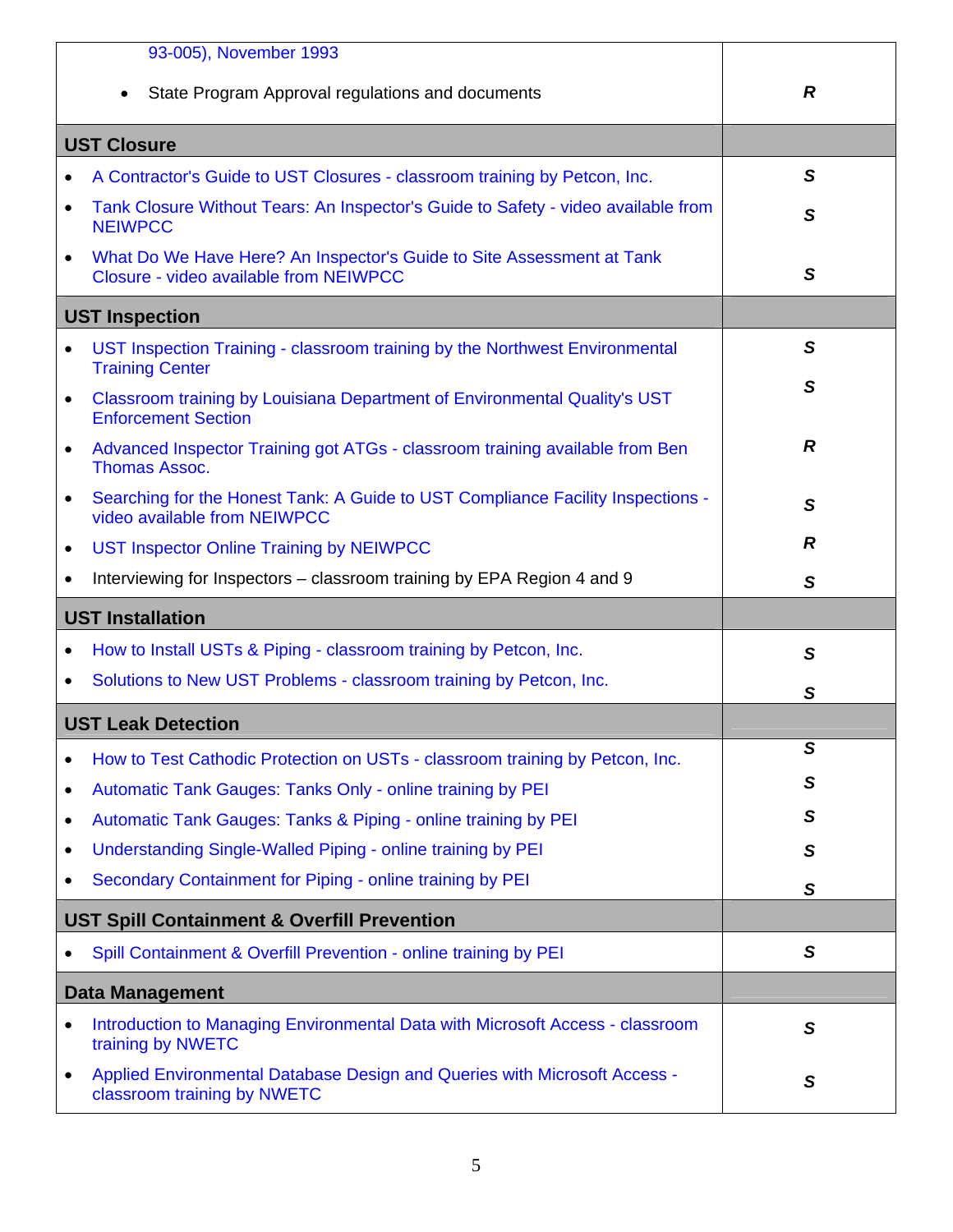| | |
|---|---|
| 93-005), November 1993 | |
| • State Program Approval regulations and documents | ***R*** |
| **UST Closure** | |
| • A Contractor's Guide to UST Closures - classroom training by Petcon, Inc. | ***S*** |
| • Tank Closure Without Tears: An Inspector's Guide to Safety - video available from NEIWPCC | ***S*** |
| • What Do We Have Here? An Inspector's Guide to Site Assessment at Tank Closure - video available from NEIWPCC | ***S*** |
| **UST Inspection** | |
| • UST Inspection Training - classroom training by the Northwest Environmental Training Center | ***S*** |
| • Classroom training by Louisiana Department of Environmental Quality's UST Enforcement Section | ***S*** |
| • Advanced Inspector Training got ATGs - classroom training available from Ben Thomas Assoc. | ***R*** |
| • Searching for the Honest Tank: A Guide to UST Compliance Facility Inspections - video available from NEIWPCC | ***S*** |
| • UST Inspector Online Training by NEIWPCC | ***R*** |
| • Interviewing for Inspectors – classroom training by EPA Region 4 and 9 | ***S*** |
| **UST Installation** | |
| • How to Install USTs & Piping - classroom training by Petcon, Inc. | ***S*** |
| • Solutions to New UST Problems - classroom training by Petcon, Inc. | ***S*** |
| **UST Leak Detection** | |
| • How to Test Cathodic Protection on USTs - classroom training by Petcon, Inc. | ***S*** |
| • Automatic Tank Gauges: Tanks Only - online training by PEI | ***S*** |
| • Automatic Tank Gauges: Tanks & Piping - online training by PEI | ***S*** |
| • Understanding Single-Walled Piping - online training by PEI | ***S*** |
| • Secondary Containment for Piping - online training by PEI | ***S*** |
| **UST Spill Containment & Overfill Prevention** | |
| • Spill Containment & Overfill Prevention - online training by PEI | ***S*** |
| **Data Management** | |
| • Introduction to Managing Environmental Data with Microsoft Access - classroom training by NWETC | ***S*** |
| • Applied Environmental Database Design and Queries with Microsoft Access - classroom training by NWETC | ***S*** |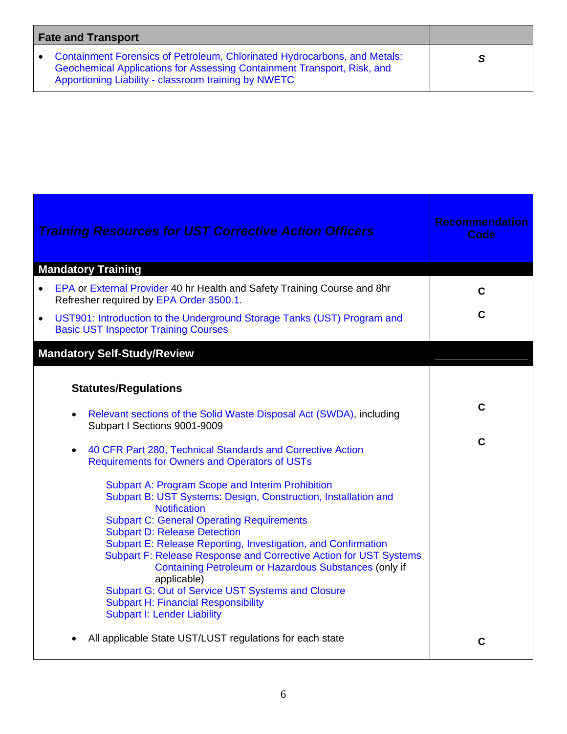| Fate and Transport | |
|---|---|
| • Containment Forensics of Petroleum, Chlorinated Hydrocarbons, and Metals: Geochemical Applications for Assessing Containment Transport, Risk, and Apportioning Liability - classroom training by NWETC | *S* |

| *Training Resources for UST Corrective Action Officers* | Recommendation Code |
|---|---|
| **Mandatory Training** | |
| • EPA or External Provider 40 hr Health and Safety Training Course and 8hr Refresher required by EPA Order 3500.1. | C |
| • UST901: Introduction to the Underground Storage Tanks (UST) Program and Basic UST Inspector Training Courses | C |
| **Mandatory Self-Study/Review** | |
| **Statutes/Regulations** | |
| • Relevant sections of the Solid Waste Disposal Act (SWDA), including Subpart I Sections 9001-9009 | C |
| • 40 CFR Part 280, Technical Standards and Corrective Action Requirements for Owners and Operators of USTs<br>Subpart A: Program Scope and Interim Prohibition<br>Subpart B: UST Systems: Design, Construction, Installation and Notification<br>Subpart C: General Operating Requirements<br>Subpart D: Release Detection<br>Subpart E: Release Reporting, Investigation, and Confirmation<br>Subpart F: Release Response and Corrective Action for UST Systems Containing Petroleum or Hazardous Substances (only if applicable)<br>Subpart G: Out of Service UST Systems and Closure<br>Subpart H: Financial Responsibility<br>Subpart I: Lender Liability | C |
| • All applicable State UST/LUST regulations for each state | C |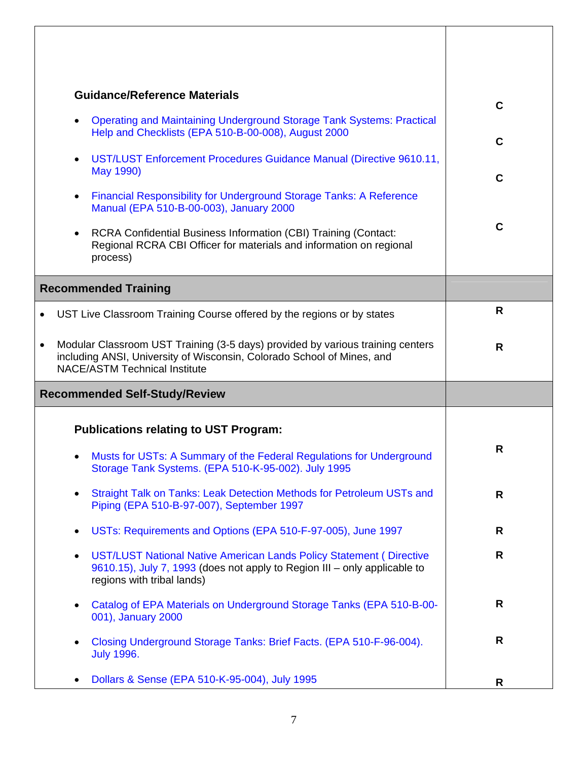| | |
|---|---|
| **Guidance/Reference Materials** | |
| • Operating and Maintaining Underground Storage Tank Systems: Practical Help and Checklists (EPA 510-B-00-008), August 2000 | C |
| • UST/LUST Enforcement Procedures Guidance Manual (Directive 9610.11, May 1990) | C |
| • Financial Responsibility for Underground Storage Tanks: A Reference Manual (EPA 510-B-00-003), January 2000 | C |
| • RCRA Confidential Business Information (CBI) Training (Contact: Regional RCRA CBI Officer for materials and information on regional process) | C |
| **Recommended Training** | |
| • UST Live Classroom Training Course offered by the regions or by states | R |
| • Modular Classroom UST Training (3-5 days) provided by various training centers including ANSI, University of Wisconsin, Colorado School of Mines, and NACE/ASTM Technical Institute | R |
| **Recommended Self-Study/Review** | |
| **Publications relating to UST Program:** | |
| • Musts for USTs: A Summary of the Federal Regulations for Underground Storage Tank Systems. (EPA 510-K-95-002). July 1995 | R |
| • Straight Talk on Tanks: Leak Detection Methods for Petroleum USTs and Piping (EPA 510-B-97-007), September 1997 | R |
| • USTs: Requirements and Options (EPA 510-F-97-005), June 1997 | R |
| • UST/LUST National Native American Lands Policy Statement ( Directive 9610.15), July 7, 1993 (does not apply to Region III – only applicable to regions with tribal lands) | R |
| • Catalog of EPA Materials on Underground Storage Tanks (EPA 510-B-00-001), January 2000 | R |
| • Closing Underground Storage Tanks: Brief Facts. (EPA 510-F-96-004). July 1996. | R |
| • Dollars & Sense (EPA 510-K-95-004), July 1995 | R |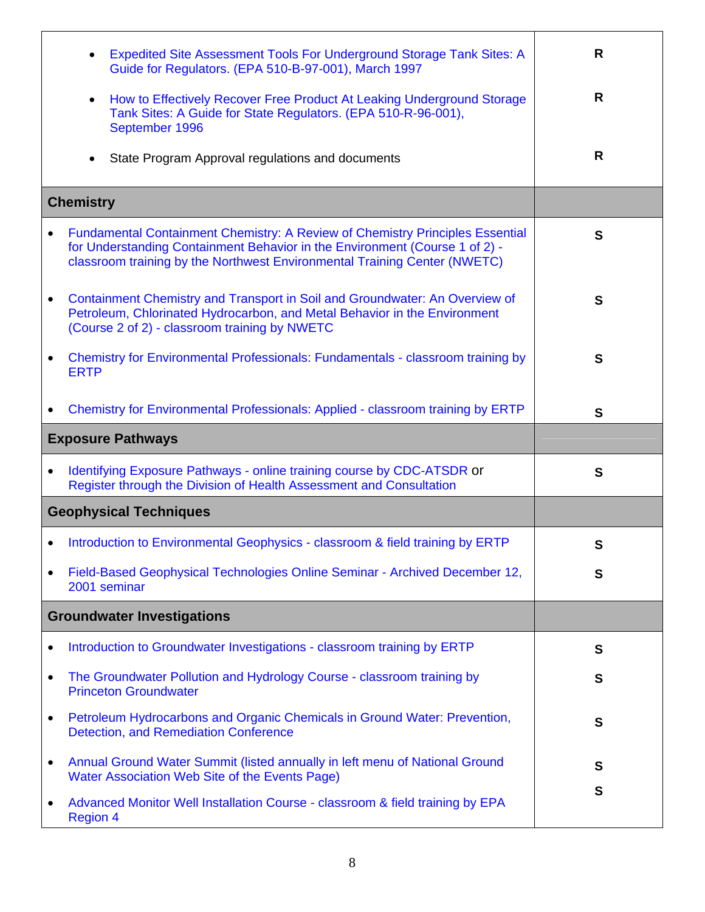| | |
|---|---|
| • Expedited Site Assessment Tools For Underground Storage Tank Sites: A Guide for Regulators. (EPA 510-B-97-001), March 1997 | **R** |
| • How to Effectively Recover Free Product At Leaking Underground Storage Tank Sites: A Guide for State Regulators. (EPA 510-R-96-001), September 1996 | **R** |
| • State Program Approval regulations and documents | **R** |
| **Chemistry** | |
| • Fundamental Containment Chemistry: A Review of Chemistry Principles Essential for Understanding Containment Behavior in the Environment (Course 1 of 2) - classroom training by the Northwest Environmental Training Center (NWETC) | **S** |
| • Containment Chemistry and Transport in Soil and Groundwater: An Overview of Petroleum, Chlorinated Hydrocarbon, and Metal Behavior in the Environment (Course 2 of 2) - classroom training by NWETC | **S** |
| • Chemistry for Environmental Professionals: Fundamentals - classroom training by ERTP | **S** |
| • Chemistry for Environmental Professionals: Applied - classroom training by ERTP | **S** |
| **Exposure Pathways** | |
| • Identifying Exposure Pathways - online training course by CDC-ATSDR or Register through the Division of Health Assessment and Consultation | **S** |
| **Geophysical Techniques** | |
| • Introduction to Environmental Geophysics - classroom & field training by ERTP | **S** |
| • Field-Based Geophysical Technologies Online Seminar - Archived December 12, 2001 seminar | **S** |
| **Groundwater Investigations** | |
| • Introduction to Groundwater Investigations - classroom training by ERTP | **S** |
| • The Groundwater Pollution and Hydrology Course - classroom training by Princeton Groundwater | **S** |
| • Petroleum Hydrocarbons and Organic Chemicals in Ground Water: Prevention, Detection, and Remediation Conference | **S** |
| • Annual Ground Water Summit (listed annually in left menu of National Ground Water Association Web Site of the Events Page) | **S** |
| • Advanced Monitor Well Installation Course - classroom & field training by EPA Region 4 | **S** |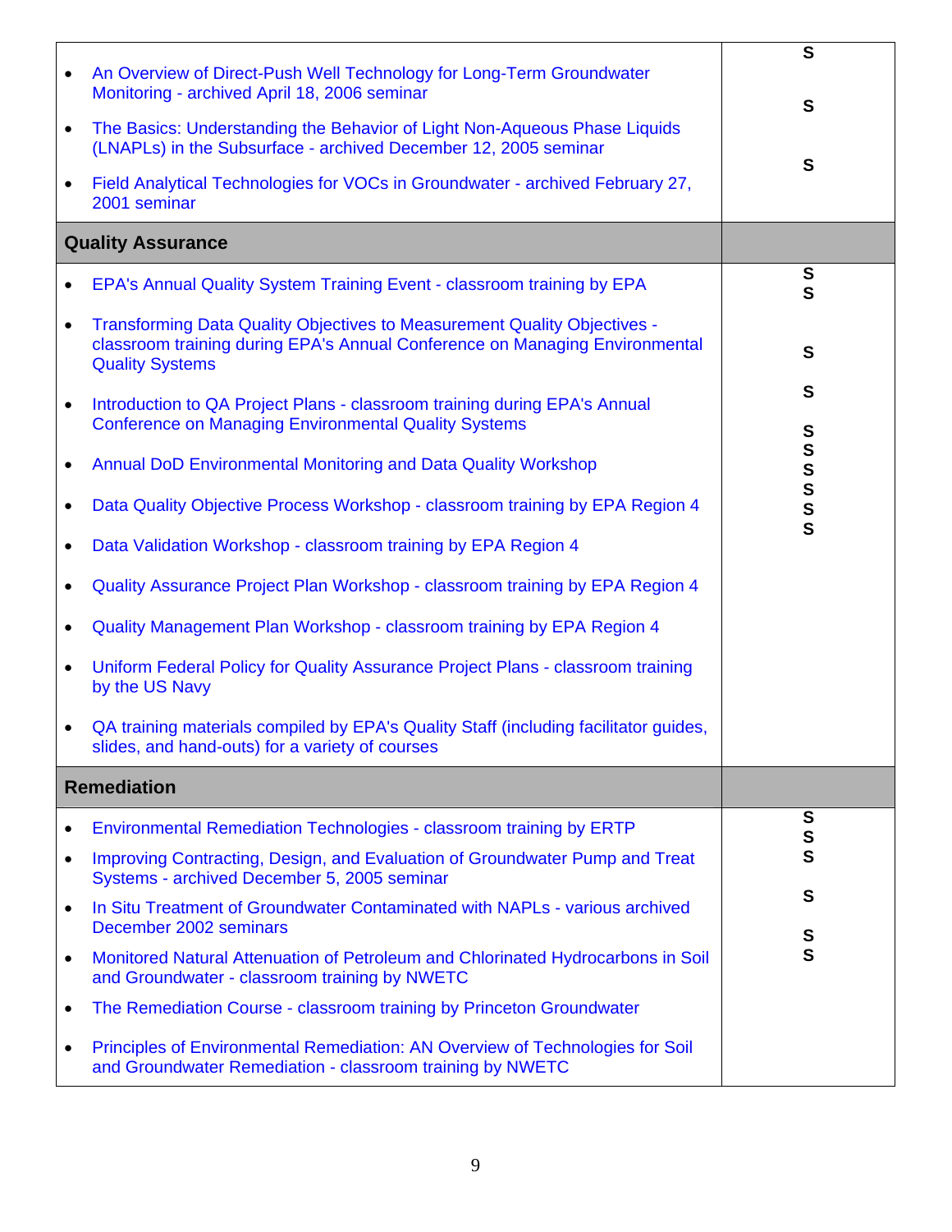| | |
|---|---|
| • An Overview of Direct-Push Well Technology for Long-Term Groundwater Monitoring - archived April 18, 2006 seminar<br>• The Basics: Understanding the Behavior of Light Non-Aqueous Phase Liquids (LNAPLs) in the Subsurface - archived December 12, 2005 seminar<br>• Field Analytical Technologies for VOCs in Groundwater - archived February 27, 2001 seminar | S<br>S<br>S |
| **Quality Assurance** | |
| • EPA's Annual Quality System Training Event - classroom training by EPA<br>• Transforming Data Quality Objectives to Measurement Quality Objectives - classroom training during EPA's Annual Conference on Managing Environmental Quality Systems<br>• Introduction to QA Project Plans - classroom training during EPA's Annual Conference on Managing Environmental Quality Systems<br>• Annual DoD Environmental Monitoring and Data Quality Workshop<br>• Data Quality Objective Process Workshop - classroom training by EPA Region 4<br>• Data Validation Workshop - classroom training by EPA Region 4<br>• Quality Assurance Project Plan Workshop - classroom training by EPA Region 4<br>• Quality Management Plan Workshop - classroom training by EPA Region 4<br>• Uniform Federal Policy for Quality Assurance Project Plans - classroom training by the US Navy<br>• QA training materials compiled by EPA's Quality Staff (including facilitator guides, slides, and hand-outs) for a variety of courses | S<br>S<br>S<br>S<br>S<br>S<br>S<br>S<br>S<br>S |
| **Remediation** | |
| • Environmental Remediation Technologies - classroom training by ERTP<br>• Improving Contracting, Design, and Evaluation of Groundwater Pump and Treat Systems - archived December 5, 2005 seminar<br>• In Situ Treatment of Groundwater Contaminated with NAPLs - various archived December 2002 seminars<br>• Monitored Natural Attenuation of Petroleum and Chlorinated Hydrocarbons in Soil and Groundwater - classroom training by NWETC<br>• The Remediation Course - classroom training by Princeton Groundwater<br>• Principles of Environmental Remediation: AN Overview of Technologies for Soil and Groundwater Remediation - classroom training by NWETC | S<br>S<br>S<br>S<br>S<br>S |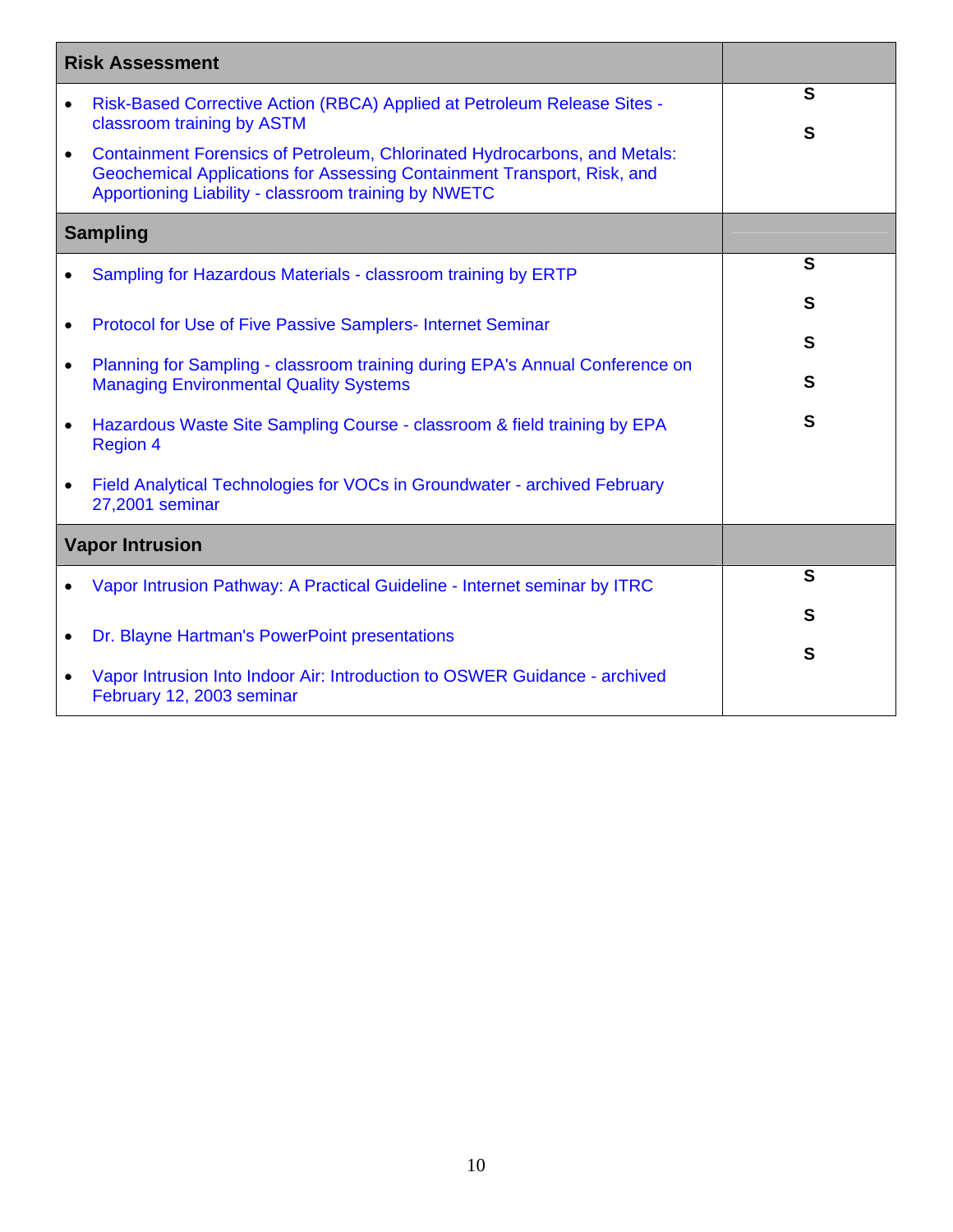| Risk Assessment | |
|---|---|
| • Risk-Based Corrective Action (RBCA) Applied at Petroleum Release Sites - classroom training by ASTM | S |
| • Containment Forensics of Petroleum, Chlorinated Hydrocarbons, and Metals: Geochemical Applications for Assessing Containment Transport, Risk, and Apportioning Liability - classroom training by NWETC | S |
| **Sampling** | |
| • Sampling for Hazardous Materials - classroom training by ERTP | S |
| • Protocol for Use of Five Passive Samplers- Internet Seminar | S |
| • Planning for Sampling - classroom training during EPA's Annual Conference on Managing Environmental Quality Systems | S |
| • Hazardous Waste Site Sampling Course - classroom & field training by EPA Region 4 | S |
| • Field Analytical Technologies for VOCs in Groundwater - archived February 27,2001 seminar | S |
| **Vapor Intrusion** | |
| • Vapor Intrusion Pathway: A Practical Guideline - Internet seminar by ITRC | S |
| • Dr. Blayne Hartman's PowerPoint presentations | S |
| • Vapor Intrusion Into Indoor Air: Introduction to OSWER Guidance - archived February 12, 2003 seminar | S |